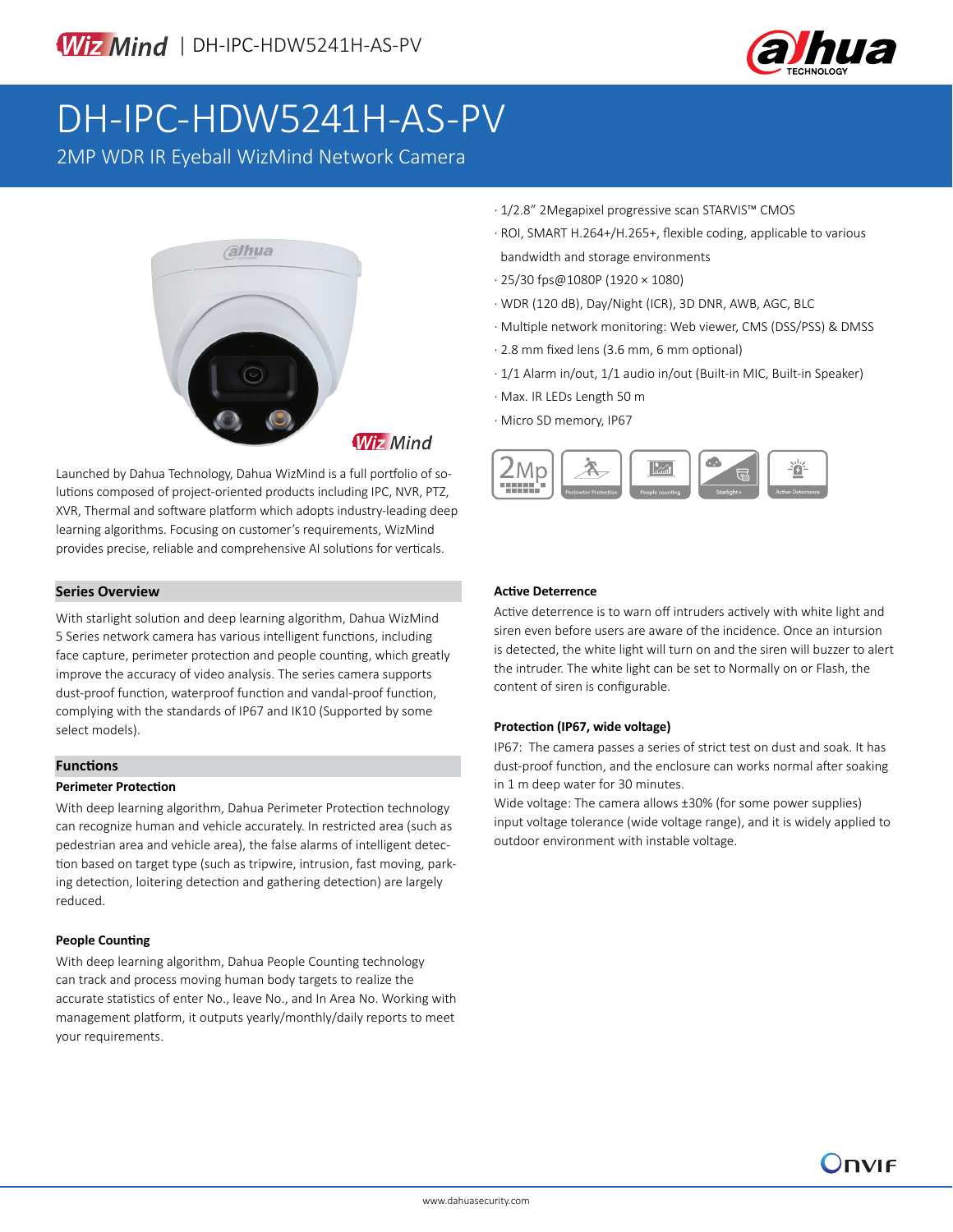WizMind | DH-IPC-HDW5241H-AS-PV

# DH-IPC-HDW5241H-AS-PV

2MP WDR IR Eyeball WizMind Network Camera

- 1/2.8" 2Megapixel progressive scan STARVIS™ CMOS
- ROI, SMART H.264+/H.265+, flexible coding, applicable to various bandwidth and storage environments
- 25/30 fps@1080P (1920 × 1080)
- WDR (120 dB), Day/Night (ICR), 3D DNR, AWB, AGC, BLC
- Multiple network monitoring: Web viewer, CMS (DSS/PSS) & DMSS
- 2.8 mm fixed lens (3.6 mm, 6 mm optional)
- 1/1 Alarm in/out, 1/1 audio in/out (Built-in MIC, Built-in Speaker)
- Max. IR LEDs Length 50 m
- Micro SD memory, IP67

2Mp | Perimeter Protection | People counting | Starlight+ | Active Deterrence

Launched by Dahua Technology, Dahua WizMind is a full portfolio of solutions composed of project-oriented products including IPC, NVR, PTZ, XVR, Thermal and software platform which adopts industry-leading deep learning algorithms. Focusing on customer's requirements, WizMind provides precise, reliable and comprehensive AI solutions for verticals.

## Series Overview

With starlight solution and deep learning algorithm, Dahua WizMind 5 Series network camera has various intelligent functions, including face capture, perimeter protection and people counting, which greatly improve the accuracy of video analysis. The series camera supports dust-proof function, waterproof function and vandal-proof function, complying with the standards of IP67 and IK10 (Supported by some select models).

## Functions

### Perimeter Protection

With deep learning algorithm, Dahua Perimeter Protection technology can recognize human and vehicle accurately. In restricted area (such as pedestrian area and vehicle area), the false alarms of intelligent detection based on target type (such as tripwire, intrusion, fast moving, parking detection, loitering detection and gathering detection) are largely reduced.

### People Counting

With deep learning algorithm, Dahua People Counting technology can track and process moving human body targets to realize the accurate statistics of enter No., leave No., and In Area No. Working with management platform, it outputs yearly/monthly/daily reports to meet your requirements.

### Active Deterrence

Active deterrence is to warn off intruders actively with white light and siren even before users are aware of the incidence. Once an intrusion is detected, the white light will turn on and the siren will buzzer to alert the intruder. The white light can be set to Normally on or Flash, the content of siren is configurable.

### Protection (IP67, wide voltage)

IP67: The camera passes a series of strict test on dust and soak. It has dust-proof function, and the enclosure can works normal after soaking in 1 m deep water for 30 minutes.

Wide voltage: The camera allows ±30% (for some power supplies) input voltage tolerance (wide voltage range), and it is widely applied to outdoor environment with instable voltage.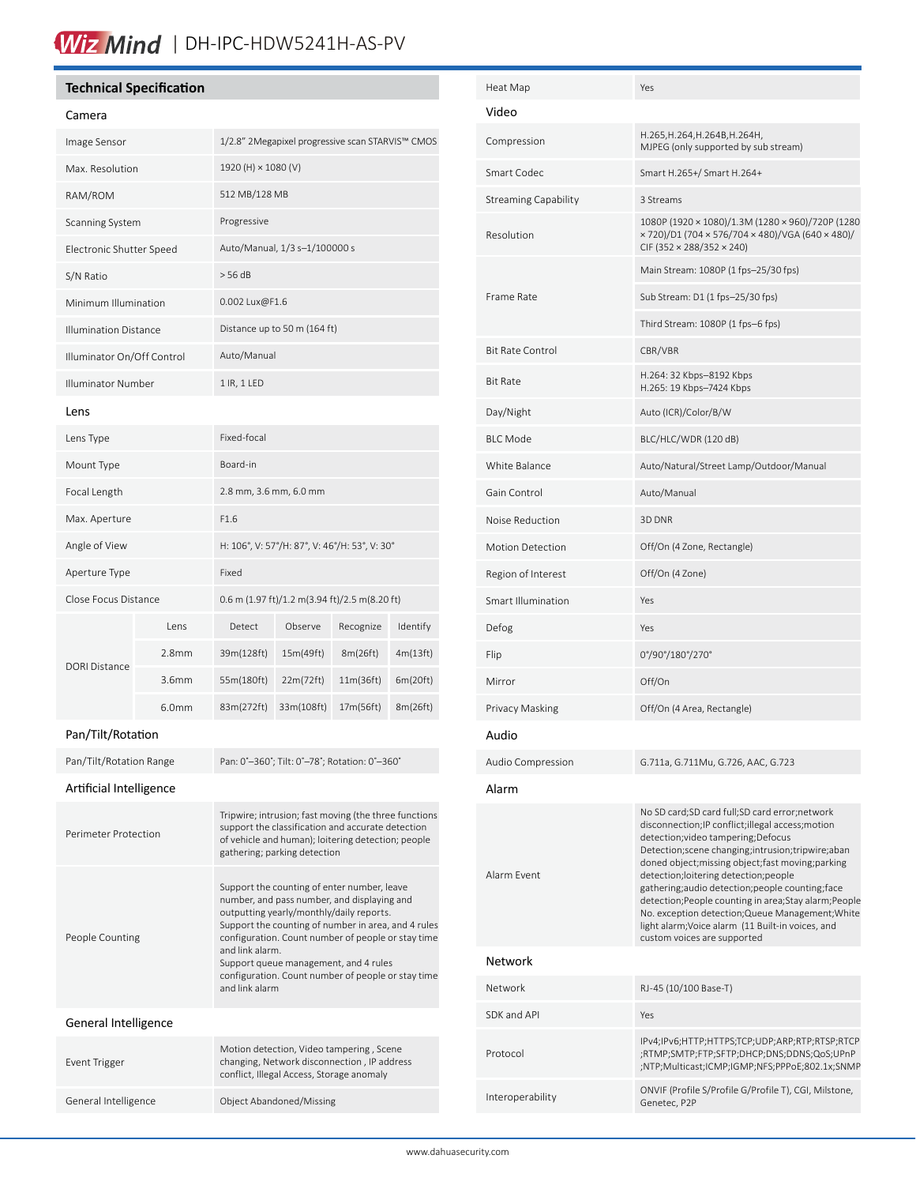# WizMind | DH-IPC-HDW5241H-AS-PV

## Technical Specification

### Camera

| | |
|---|---|
| Image Sensor | 1/2.8" 2Megapixel progressive scan STARVIS™ CMOS |
| Max. Resolution | 1920 (H) × 1080 (V) |
| RAM/ROM | 512 MB/128 MB |
| Scanning System | Progressive |
| Electronic Shutter Speed | Auto/Manual, 1/3 s–1/100000 s |
| S/N Ratio | > 56 dB |
| Minimum Illumination | 0.002 Lux@F1.6 |
| Illumination Distance | Distance up to 50 m (164 ft) |
| Illuminator On/Off Control | Auto/Manual |
| Illuminator Number | 1 IR, 1 LED |

### Lens

| | |
|---|---|
| Lens Type | Fixed-focal |
| Mount Type | Board-in |
| Focal Length | 2.8 mm, 3.6 mm, 6.0 mm |
| Max. Aperture | F1.6 |
| Angle of View | H: 106°, V: 57°/H: 87°, V: 46°/H: 53°, V: 30° |
| Aperture Type | Fixed |
| Close Focus Distance | 0.6 m (1.97 ft)/1.2 m(3.94 ft)/2.5 m(8.20 ft) |

| DORI Distance | Lens | Detect | Observe | Recognize | Identify |
|---|---|---|---|---|---|
| | 2.8mm | 39m(128ft) | 15m(49ft) | 8m(26ft) | 4m(13ft) |
| | 3.6mm | 55m(180ft) | 22m(72ft) | 11m(36ft) | 6m(20ft) |
| | 6.0mm | 83m(272ft) | 33m(108ft) | 17m(56ft) | 8m(26ft) |

### Pan/Tilt/Rotation

| | |
|---|---|
| Pan/Tilt/Rotation Range | Pan: 0°–360°; Tilt: 0°–78°; Rotation: 0°–360° |

### Artificial Intelligence

| | |
|---|---|
| Perimeter Protection | Tripwire; intrusion; fast moving (the three functions support the classification and accurate detection of vehicle and human); loitering detection; people gathering; parking detection |
| People Counting | Support the counting of enter number, leave number, and pass number, and displaying and outputting yearly/monthly/daily reports.<br>Support the counting of number in area, and 4 rules configuration. Count number of people or stay time and link alarm.<br>Support queue management, and 4 rules configuration. Count number of people or stay time and link alarm |

### General Intelligence

| | |
|---|---|
| Event Trigger | Motion detection, Video tampering , Scene changing, Network disconnection , IP address conflict, Illegal Access, Storage anomaly |
| General Intelligence | Object Abandoned/Missing |
| Heat Map | Yes |

### Video

| | |
|---|---|
| Compression | H.265,H.264,H.264B,H.264H,<br>MJPEG (only supported by sub stream) |
| Smart Codec | Smart H.265+/ Smart H.264+ |
| Streaming Capability | 3 Streams |
| Resolution | 1080P (1920 × 1080)/1.3M (1280 × 960)/720P (1280 × 720)/D1 (704 × 576/704 × 480)/VGA (640 × 480)/CIF (352 × 288/352 × 240) |
| Frame Rate | Main Stream: 1080P (1 fps–25/30 fps) |
| | Sub Stream: D1 (1 fps–25/30 fps) |
| | Third Stream: 1080P (1 fps–6 fps) |
| Bit Rate Control | CBR/VBR |
| Bit Rate | H.264: 32 Kbps–8192 Kbps<br>H.265: 19 Kbps–7424 Kbps |
| Day/Night | Auto (ICR)/Color/B/W |
| BLC Mode | BLC/HLC/WDR (120 dB) |
| White Balance | Auto/Natural/Street Lamp/Outdoor/Manual |
| Gain Control | Auto/Manual |
| Noise Reduction | 3D DNR |
| Motion Detection | Off/On (4 Zone, Rectangle) |
| Region of Interest | Off/On (4 Zone) |
| Smart Illumination | Yes |
| Defog | Yes |
| Flip | 0°/90°/180°/270° |
| Mirror | Off/On |
| Privacy Masking | Off/On (4 Area, Rectangle) |

### Audio

| | |
|---|---|
| Audio Compression | G.711a, G.711Mu, G.726, AAC, G.723 |

### Alarm

| | |
|---|---|
| Alarm Event | No SD card;SD card full;SD card error;network disconnection;IP conflict;illegal access;motion detection;video tampering;Defocus Detection;scene changing;intrusion;tripwire;abandoned object;missing object;fast moving;parking detection;loitering detection;people gathering;audio detection;people counting;face detection;People counting in area;Stay alarm;People No. exception detection;Queue Management;White light alarm;Voice alarm (11 Built-in voices, and custom voices are supported |

### Network

| | |
|---|---|
| Network | RJ-45 (10/100 Base-T) |
| SDK and API | Yes |
| Protocol | IPv4;IPv6;HTTP;HTTPS;TCP;UDP;ARP;RTP;RTSP;RTCP;RTMP;SMTP;FTP;SFTP;DHCP;DNS;DDNS;QoS;UPnP;NTP;Multicast;ICMP;IGMP;NFS;PPPoE;802.1x;SNMP |
| Interoperability | ONVIF (Profile S/Profile G/Profile T), CGI, Milstone, Genetec, P2P |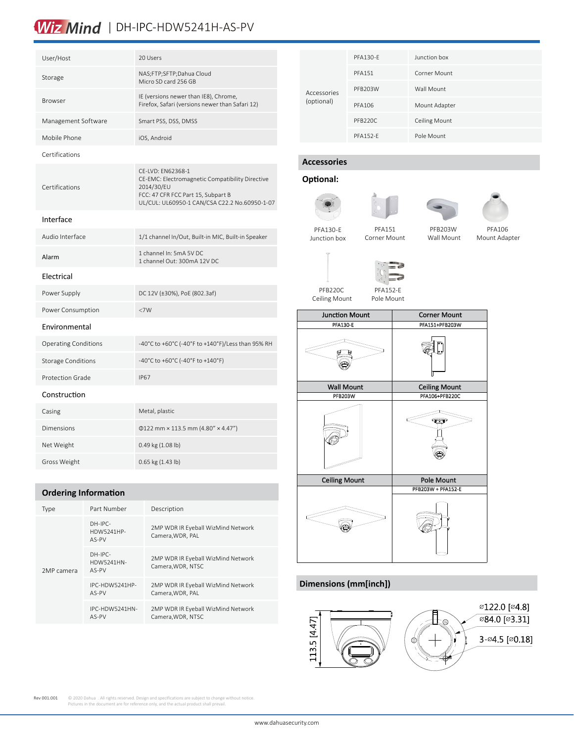# WizMind | DH-IPC-HDW5241H-AS-PV

| | |
|---|---|
| User/Host | 20 Users |
| Storage | NAS;FTP;SFTP;Dahua Cloud<br>Micro SD card 256 GB |
| Browser | IE (versions newer than IE8), Chrome,<br>Firefox, Safari (versions newer than Safari 12) |
| Management Software | Smart PSS, DSS, DMSS |
| Mobile Phone | iOS, Android |
| **Certifications** | |
| Certifications | CE-LVD: EN62368-1<br>CE-EMC: Electromagnetic Compatibility Directive 2014/30/EU<br>FCC: 47 CFR FCC Part 15, Subpart B<br>UL/CUL: UL60950-1 CAN/CSA C22.2 No.60950-1-07 |
| **Interface** | |
| Audio Interface | 1/1 channel In/Out, Built-in MIC, Built-in Speaker |
| Alarm | 1 channel In: 5mA 5V DC<br>1 channel Out: 300mA 12V DC |
| **Electrical** | |
| Power Supply | DC 12V (±30%), PoE (802.3af) |
| Power Consumption | <7W |
| **Environmental** | |
| Operating Conditions | -40°C to +60°C (-40°F to +140°F)/Less than 95% RH |
| Storage Conditions | -40°C to +60°C (-40°F to +140°F) |
| Protection Grade | IP67 |
| **Construction** | |
| Casing | Metal, plastic |
| Dimensions | Φ122 mm × 113.5 mm (4.80" × 4.47") |
| Net Weight | 0.49 kg (1.08 lb) |
| Gross Weight | 0.65 kg (1.43 lb) |

## Ordering Information

| Type | Part Number | Description |
|---|---|---|
| 2MP camera | DH-IPC-HDW5241HP-AS-PV | 2MP WDR IR Eyeball WizMind Network Camera,WDR, PAL |
| | DH-IPC-HDW5241HN-AS-PV | 2MP WDR IR Eyeball WizMind Network Camera,WDR, NTSC |
| | IPC-HDW5241HP-AS-PV | 2MP WDR IR Eyeball WizMind Network Camera,WDR, PAL |
| | IPC-HDW5241HN-AS-PV | 2MP WDR IR Eyeball WizMind Network Camera,WDR, NTSC |

| | | |
|---|---|---|
| Accessories (optional) | PFA130-E | Junction box |
| | PFA151 | Corner Mount |
| | PFB203W | Wall Mount |
| | PFA106 | Mount Adapter |
| | PFB220C | Ceiling Mount |
| | PFA152-E | Pole Mount |

## Accessories

### Optional:

PFA130-E Junction box

PFA151 Corner Mount

PFB203W Wall Mount

PFA106 Mount Adapter

PFB220C Ceiling Mount

PFA152-E Pole Mount

Junction Mount — PFA130-E

Corner Mount — PFA151+PFB203W

Wall Mount — PFB203W

Ceiling Mount — PFA106+PFB220C

Ceiling Mount

Pole Mount — PFB203W + PFA152-E

## Dimensions (mm[inch])

113.5 [4.47]

⌀122.0 [⌀4.8]

⌀84.0 [⌀3.31]

3-⌀4.5 [⌀0.18]

Rev 001.001 © 2020 Dahua . All rights reserved. Design and specifications are subject to change without notice. Pictures in the document are for reference only, and the actual product shall prevail.

www.dahuasecurity.com